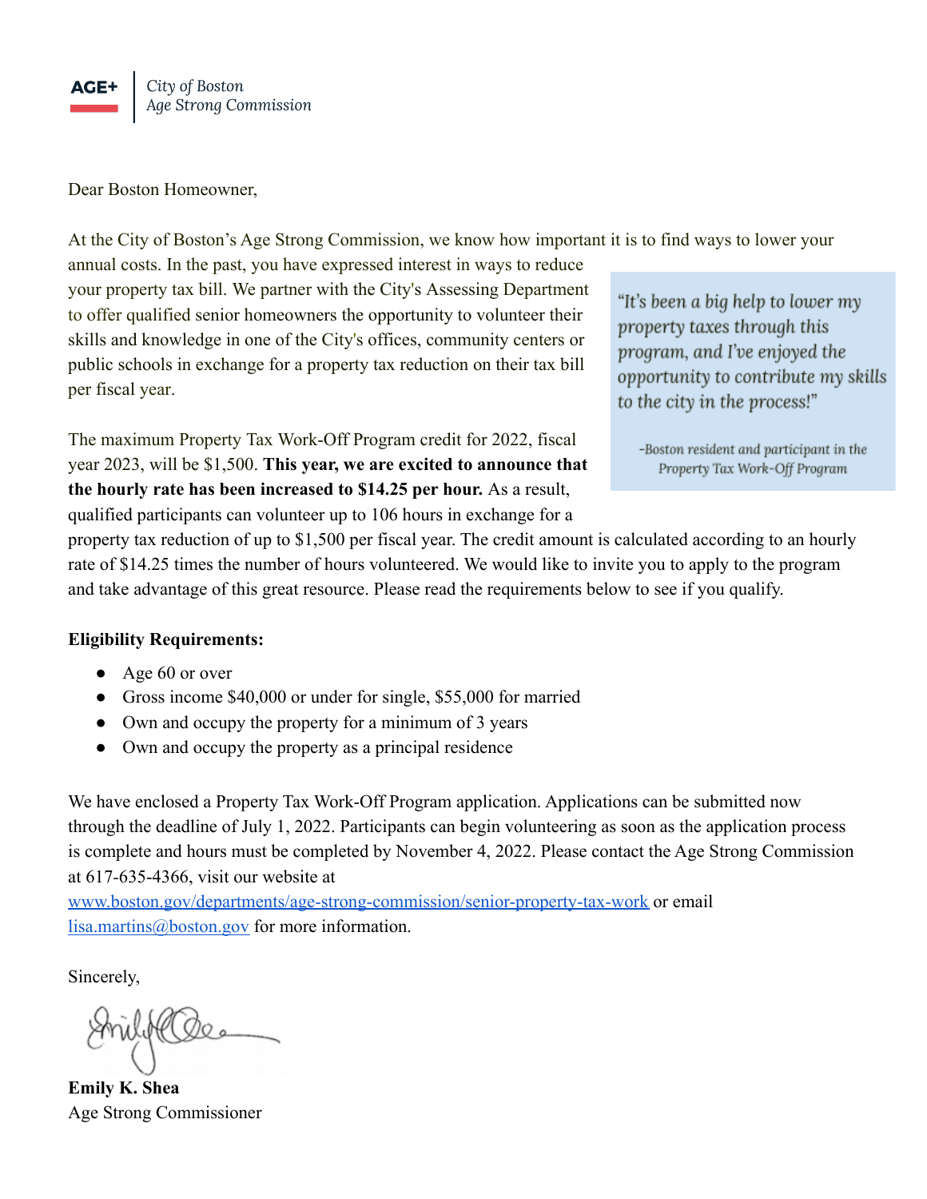**AGE+** | *City of Boston*
*Age Strong Commission*

Dear Boston Homeowner,

At the City of Boston's Age Strong Commission, we know how important it is to find ways to lower your annual costs. In the past, you have expressed interest in ways to reduce your property tax bill. We partner with the City's Assessing Department to offer qualified senior homeowners the opportunity to volunteer their skills and knowledge in one of the City's offices, community centers or public schools in exchange for a property tax reduction on their tax bill per fiscal year.

> *"It's been a big help to lower my property taxes through this program, and I've enjoyed the opportunity to contribute my skills to the city in the process!"*
>
> *-Boston resident and participant in the Property Tax Work-Off Program*

The maximum Property Tax Work-Off Program credit for 2022, fiscal year 2023, will be $1,500. **This year, we are excited to announce that the hourly rate has been increased to $14.25 per hour.** As a result, qualified participants can volunteer up to 106 hours in exchange for a property tax reduction of up to $1,500 per fiscal year. The credit amount is calculated according to an hourly rate of $14.25 times the number of hours volunteered. We would like to invite you to apply to the program and take advantage of this great resource. Please read the requirements below to see if you qualify.

**Eligibility Requirements:**

- Age 60 or over
- Gross income $40,000 or under for single, $55,000 for married
- Own and occupy the property for a minimum of 3 years
- Own and occupy the property as a principal residence

We have enclosed a Property Tax Work-Off Program application. Applications can be submitted now through the deadline of July 1, 2022. Participants can begin volunteering as soon as the application process is complete and hours must be completed by November 4, 2022. Please contact the Age Strong Commission at 617-635-4366, visit our website at www.boston.gov/departments/age-strong-commission/senior-property-tax-work or email lisa.martins@boston.gov for more information.

Sincerely,

**Emily K. Shea**
Age Strong Commissioner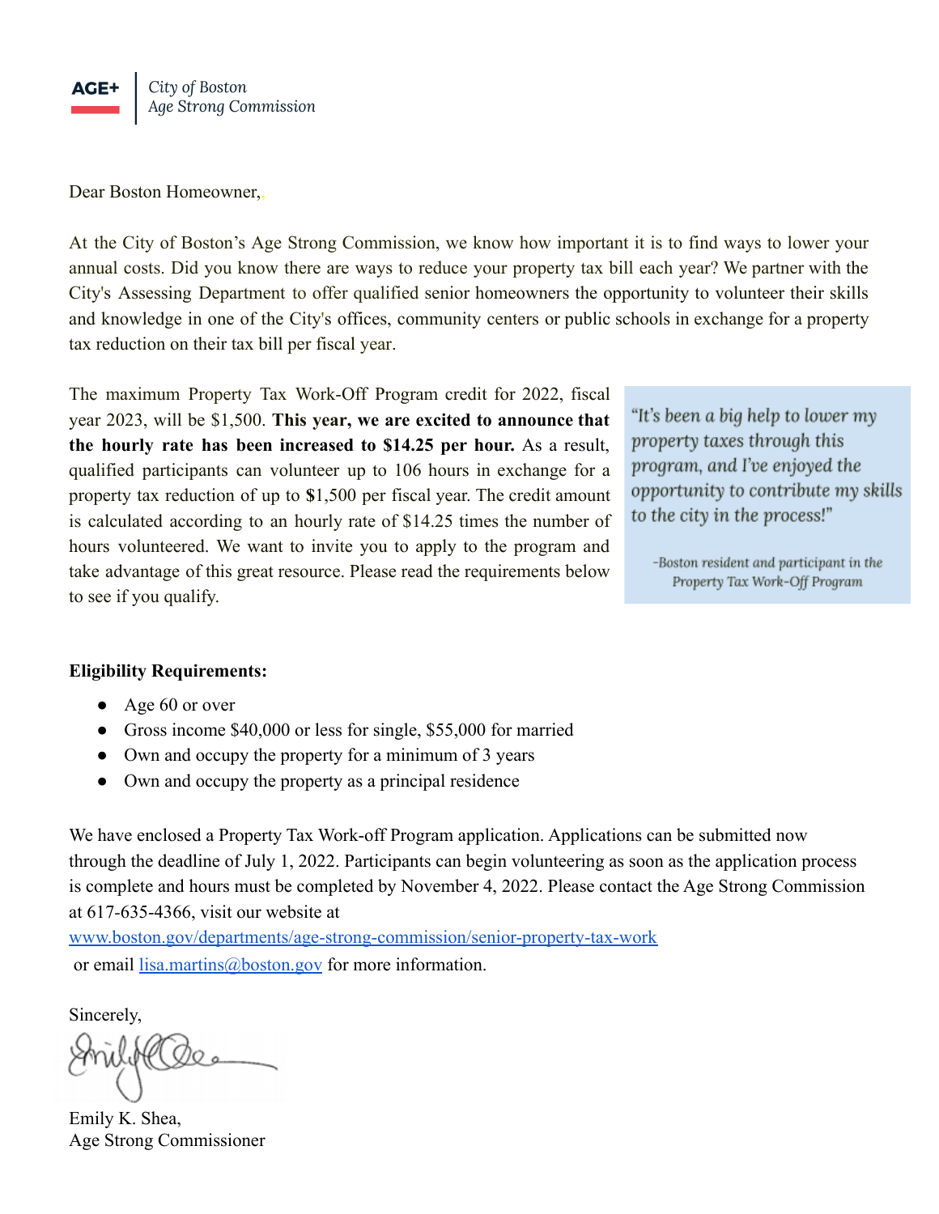AGE+ | City of Boston
Age Strong Commission

Dear Boston Homeowner,

At the City of Boston's Age Strong Commission, we know how important it is to find ways to lower your annual costs. Did you know there are ways to reduce your property tax bill each year? We partner with the City's Assessing Department to offer qualified senior homeowners the opportunity to volunteer their skills and knowledge in one of the City's offices, community centers or public schools in exchange for a property tax reduction on their tax bill per fiscal year.

The maximum Property Tax Work-Off Program credit for 2022, fiscal year 2023, will be $1,500. **This year, we are excited to announce that the hourly rate has been increased to $14.25 per hour.** As a result, qualified participants can volunteer up to 106 hours in exchange for a property tax reduction of up to $1,500 per fiscal year. The credit amount is calculated according to an hourly rate of $14.25 times the number of hours volunteered. We want to invite you to apply to the program and take advantage of this great resource. Please read the requirements below to see if you qualify.

> *"It's been a big help to lower my property taxes through this program, and I've enjoyed the opportunity to contribute my skills to the city in the process!"*
>
> *-Boston resident and participant in the Property Tax Work-Off Program*

**Eligibility Requirements:**

- Age 60 or over
- Gross income $40,000 or less for single, $55,000 for married
- Own and occupy the property for a minimum of 3 years
- Own and occupy the property as a principal residence

We have enclosed a Property Tax Work-off Program application. Applications can be submitted now through the deadline of July 1, 2022. Participants can begin volunteering as soon as the application process is complete and hours must be completed by November 4, 2022. Please contact the Age Strong Commission at 617-635-4366, visit our website at www.boston.gov/departments/age-strong-commission/senior-property-tax-work or email lisa.martins@boston.gov for more information.

Sincerely,

Emily K. Shea,
Age Strong Commissioner